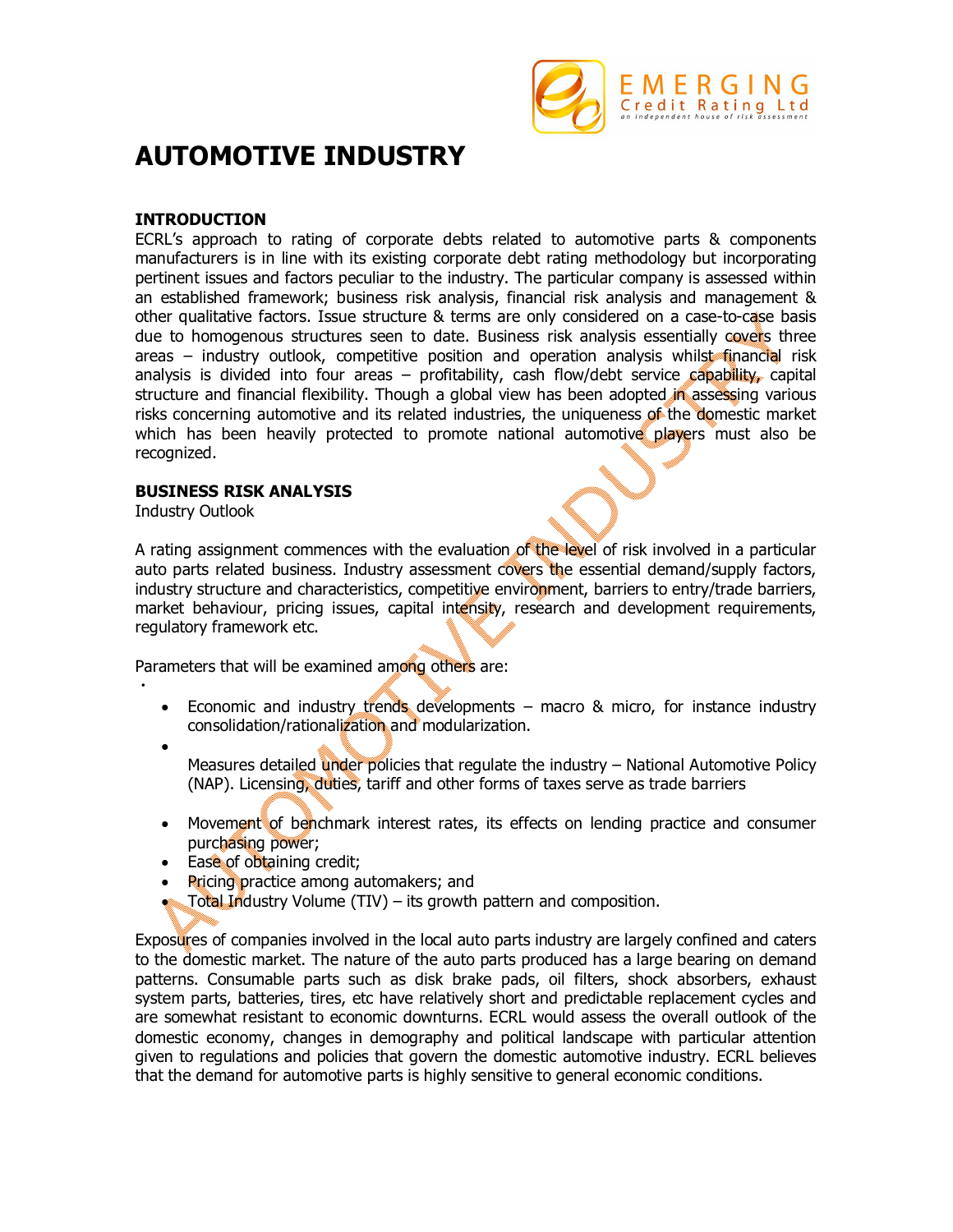# AUTOMOTIVE INDUSTRY

## INTRODUCTION

ECRL's approach to rating of corporate debts related to automotive parts & components manufacturers is in line with its existing corporate debt rating methodology but incorporating pertinent issues and factors peculiar to the industry. The particular company is assessed within an established framework; business risk analysis, financial risk analysis and management & other qualitative factors. Issue structure & terms are only considered on a case-to-case basis due to homogenous structures seen to date. Business risk analysis essentially covers three areas – industry outlook, competitive position and operation analysis whilst financial risk analysis is divided into four areas – profitability, cash flow/debt service capability, capital structure and financial flexibility. Though a global view has been adopted in assessing various risks concerning automotive and its related industries, the uniqueness of the domestic market which has been heavily protected to promote national automotive players must also be recognized.

## BUSINESS RISK ANALYSIS

Industry Outlook

A rating assignment commences with the evaluation of the level of risk involved in a particular auto parts related business. Industry assessment covers the essential demand/supply factors, industry structure and characteristics, competitive environment, barriers to entry/trade barriers, market behaviour, pricing issues, capital intensity, research and development requirements, regulatory framework etc.

Parameters that will be examined among others are:

- Economic and industry trends developments – macro & micro, for instance industry consolidation/rationalization and modularization.
- Measures detailed under policies that regulate the industry – National Automotive Policy (NAP). Licensing, duties, tariff and other forms of taxes serve as trade barriers
- Movement of benchmark interest rates, its effects on lending practice and consumer purchasing power;
- Ease of obtaining credit;
- Pricing practice among automakers; and
- Total Industry Volume (TIV) – its growth pattern and composition.

Exposures of companies involved in the local auto parts industry are largely confined and caters to the domestic market. The nature of the auto parts produced has a large bearing on demand patterns. Consumable parts such as disk brake pads, oil filters, shock absorbers, exhaust system parts, batteries, tires, etc have relatively short and predictable replacement cycles and are somewhat resistant to economic downturns. ECRL would assess the overall outlook of the domestic economy, changes in demography and political landscape with particular attention given to regulations and policies that govern the domestic automotive industry. ECRL believes that the demand for automotive parts is highly sensitive to general economic conditions.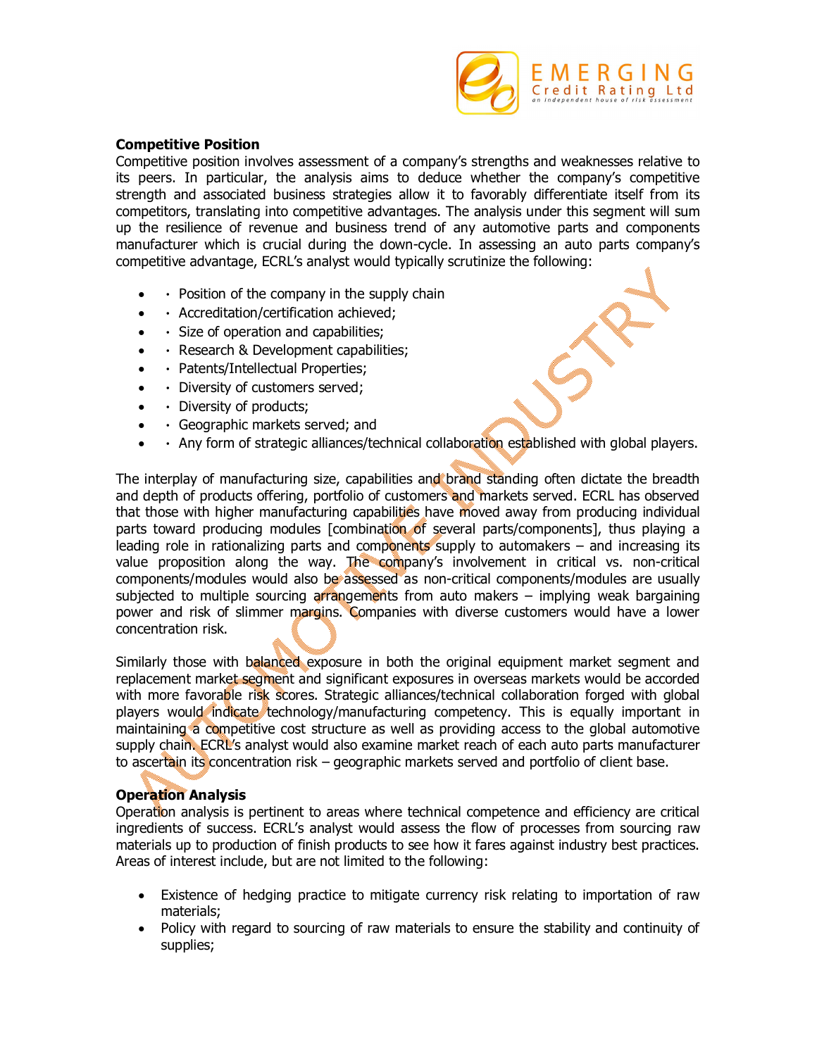## Competitive Position

Competitive position involves assessment of a company's strengths and weaknesses relative to its peers. In particular, the analysis aims to deduce whether the company's competitive strength and associated business strategies allow it to favorably differentiate itself from its competitors, translating into competitive advantages. The analysis under this segment will sum up the resilience of revenue and business trend of any automotive parts and components manufacturer which is crucial during the down-cycle. In assessing an auto parts company's competitive advantage, ECRL's analyst would typically scrutinize the following:

- Position of the company in the supply chain
- Accreditation/certification achieved;
- Size of operation and capabilities;
- Research & Development capabilities;
- Patents/Intellectual Properties;
- Diversity of customers served;
- Diversity of products;
- Geographic markets served; and
- Any form of strategic alliances/technical collaboration established with global players.

The interplay of manufacturing size, capabilities and brand standing often dictate the breadth and depth of products offering, portfolio of customers and markets served. ECRL has observed that those with higher manufacturing capabilities have moved away from producing individual parts toward producing modules [combination of several parts/components], thus playing a leading role in rationalizing parts and components supply to automakers – and increasing its value proposition along the way. The company's involvement in critical vs. non-critical components/modules would also be assessed as non-critical components/modules are usually subjected to multiple sourcing arrangements from auto makers – implying weak bargaining power and risk of slimmer margins. Companies with diverse customers would have a lower concentration risk.

Similarly those with balanced exposure in both the original equipment market segment and replacement market segment and significant exposures in overseas markets would be accorded with more favorable risk scores. Strategic alliances/technical collaboration forged with global players would indicate technology/manufacturing competency. This is equally important in maintaining a competitive cost structure as well as providing access to the global automotive supply chain. ECRL's analyst would also examine market reach of each auto parts manufacturer to ascertain its concentration risk – geographic markets served and portfolio of client base.

## Operation Analysis

Operation analysis is pertinent to areas where technical competence and efficiency are critical ingredients of success. ECRL's analyst would assess the flow of processes from sourcing raw materials up to production of finish products to see how it fares against industry best practices. Areas of interest include, but are not limited to the following:

- Existence of hedging practice to mitigate currency risk relating to importation of raw materials;
- Policy with regard to sourcing of raw materials to ensure the stability and continuity of supplies;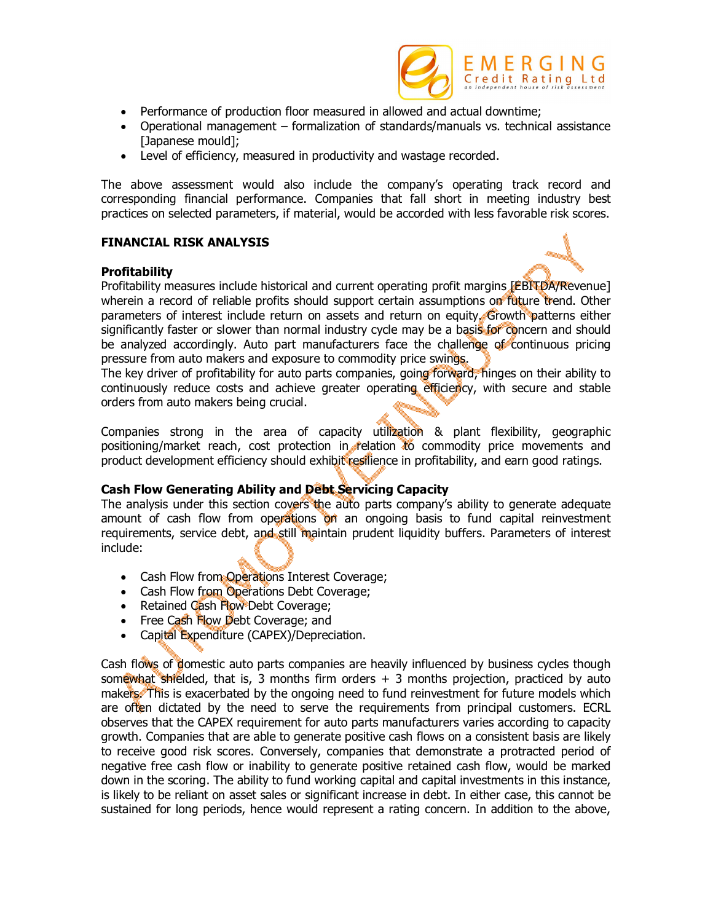- Performance of production floor measured in allowed and actual downtime;
- Operational management – formalization of standards/manuals vs. technical assistance [Japanese mould];
- Level of efficiency, measured in productivity and wastage recorded.

The above assessment would also include the company's operating track record and corresponding financial performance. Companies that fall short in meeting industry best practices on selected parameters, if material, would be accorded with less favorable risk scores.

**FINANCIAL RISK ANALYSIS**

**Profitability**

Profitability measures include historical and current operating profit margins [EBITDA/Revenue] wherein a record of reliable profits should support certain assumptions on future trend. Other parameters of interest include return on assets and return on equity. Growth patterns either significantly faster or slower than normal industry cycle may be a basis for concern and should be analyzed accordingly. Auto part manufacturers face the challenge of continuous pricing pressure from auto makers and exposure to commodity price swings.

The key driver of profitability for auto parts companies, going forward, hinges on their ability to continuously reduce costs and achieve greater operating efficiency, with secure and stable orders from auto makers being crucial.

Companies strong in the area of capacity utilization & plant flexibility, geographic positioning/market reach, cost protection in relation to commodity price movements and product development efficiency should exhibit resilience in profitability, and earn good ratings.

**Cash Flow Generating Ability and Debt Servicing Capacity**

The analysis under this section covers the auto parts company's ability to generate adequate amount of cash flow from operations on an ongoing basis to fund capital reinvestment requirements, service debt, and still maintain prudent liquidity buffers. Parameters of interest include:

- Cash Flow from Operations Interest Coverage;
- Cash Flow from Operations Debt Coverage;
- Retained Cash Flow Debt Coverage;
- Free Cash Flow Debt Coverage; and
- Capital Expenditure (CAPEX)/Depreciation.

Cash flows of domestic auto parts companies are heavily influenced by business cycles though somewhat shielded, that is, 3 months firm orders + 3 months projection, practiced by auto makers. This is exacerbated by the ongoing need to fund reinvestment for future models which are often dictated by the need to serve the requirements from principal customers. ECRL observes that the CAPEX requirement for auto parts manufacturers varies according to capacity growth. Companies that are able to generate positive cash flows on a consistent basis are likely to receive good risk scores. Conversely, companies that demonstrate a protracted period of negative free cash flow or inability to generate positive retained cash flow, would be marked down in the scoring. The ability to fund working capital and capital investments in this instance, is likely to be reliant on asset sales or significant increase in debt. In either case, this cannot be sustained for long periods, hence would represent a rating concern. In addition to the above,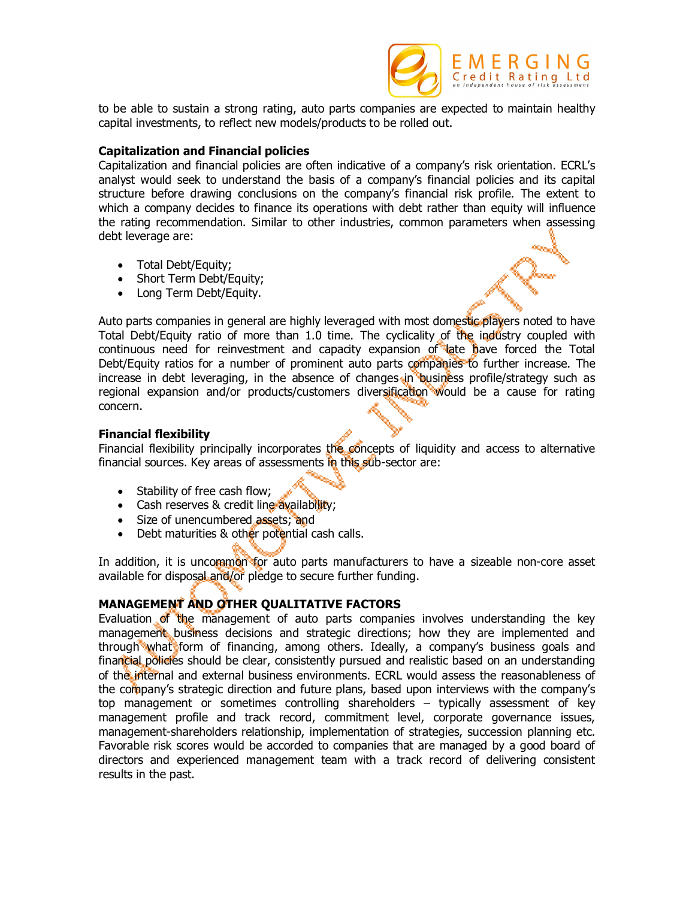to be able to sustain a strong rating, auto parts companies are expected to maintain healthy capital investments, to reflect new models/products to be rolled out.

**Capitalization and Financial policies**

Capitalization and financial policies are often indicative of a company's risk orientation. ECRL's analyst would seek to understand the basis of a company's financial policies and its capital structure before drawing conclusions on the company's financial risk profile. The extent to which a company decides to finance its operations with debt rather than equity will influence the rating recommendation. Similar to other industries, common parameters when assessing debt leverage are:

- Total Debt/Equity;
- Short Term Debt/Equity;
- Long Term Debt/Equity.

Auto parts companies in general are highly leveraged with most domestic players noted to have Total Debt/Equity ratio of more than 1.0 time. The cyclicality of the industry coupled with continuous need for reinvestment and capacity expansion of late have forced the Total Debt/Equity ratios for a number of prominent auto parts companies to further increase. The increase in debt leveraging, in the absence of changes in business profile/strategy such as regional expansion and/or products/customers diversification would be a cause for rating concern.

**Financial flexibility**

Financial flexibility principally incorporates the concepts of liquidity and access to alternative financial sources. Key areas of assessments in this sub-sector are:

- Stability of free cash flow;
- Cash reserves & credit line availability;
- Size of unencumbered assets; and
- Debt maturities & other potential cash calls.

In addition, it is uncommon for auto parts manufacturers to have a sizeable non-core asset available for disposal and/or pledge to secure further funding.

**MANAGEMENT AND OTHER QUALITATIVE FACTORS**

Evaluation of the management of auto parts companies involves understanding the key management business decisions and strategic directions; how they are implemented and through what form of financing, among others. Ideally, a company's business goals and financial policies should be clear, consistently pursued and realistic based on an understanding of the internal and external business environments. ECRL would assess the reasonableness of the company's strategic direction and future plans, based upon interviews with the company's top management or sometimes controlling shareholders – typically assessment of key management profile and track record, commitment level, corporate governance issues, management-shareholders relationship, implementation of strategies, succession planning etc. Favorable risk scores would be accorded to companies that are managed by a good board of directors and experienced management team with a track record of delivering consistent results in the past.